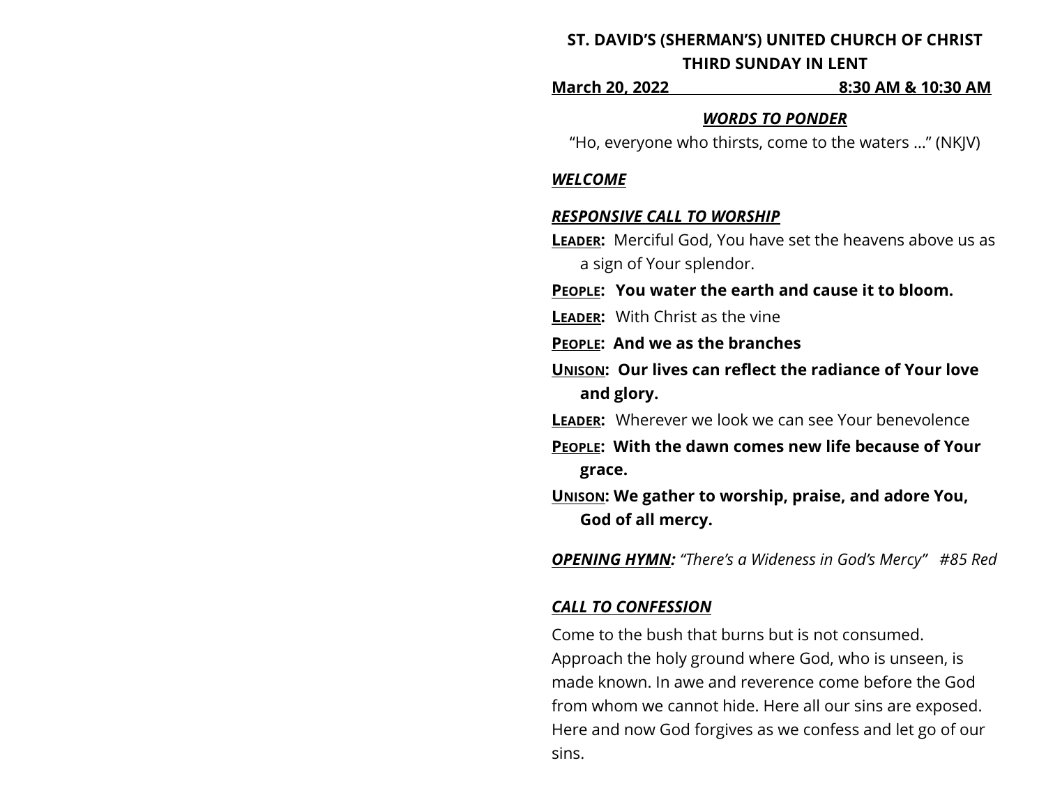**ST. DAVID'S (SHERMAN'S) UNITED CHURCH OF CHRIST**

**THIRD SUNDAY IN LENT**

**March 20, 2022 8:30 AM & 10:30 AM**

***WORDS TO PONDER***

"Ho, everyone who thirsts, come to the waters …" (NKJV)

***WELCOME***

***RESPONSIVE CALL TO WORSHIP***

**LEADER:** Merciful God, You have set the heavens above us as a sign of Your splendor.

**PEOPLE: You water the earth and cause it to bloom.**

**LEADER:** With Christ as the vine

**PEOPLE: And we as the branches**

**UNISON: Our lives can reflect the radiance of Your love and glory.**

**LEADER:** Wherever we look we can see Your benevolence

**PEOPLE: With the dawn comes new life because of Your grace.**

**UNISON: We gather to worship, praise, and adore You, God of all mercy.**

***OPENING HYMN:*** *"There's a Wideness in God's Mercy" #85 Red*

***CALL TO CONFESSION***

Come to the bush that burns but is not consumed. Approach the holy ground where God, who is unseen, is made known. In awe and reverence come before the God from whom we cannot hide. Here all our sins are exposed. Here and now God forgives as we confess and let go of our sins.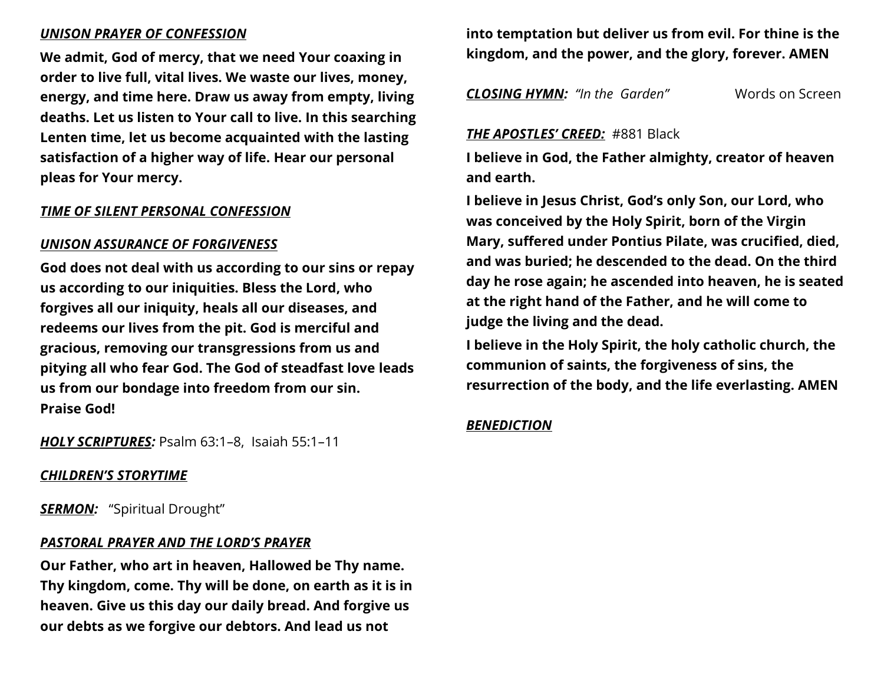***UNISON PRAYER OF CONFESSION***

**We admit, God of mercy, that we need Your coaxing in order to live full, vital lives. We waste our lives, money, energy, and time here. Draw us away from empty, living deaths. Let us listen to Your call to live. In this searching Lenten time, let us become acquainted with the lasting satisfaction of a higher way of life. Hear our personal pleas for Your mercy.**

***TIME OF SILENT PERSONAL CONFESSION***

***UNISON ASSURANCE OF FORGIVENESS***

**God does not deal with us according to our sins or repay us according to our iniquities. Bless the Lord, who forgives all our iniquity, heals all our diseases, and redeems our lives from the pit. God is merciful and gracious, removing our transgressions from us and pitying all who fear God. The God of steadfast love leads us from our bondage into freedom from our sin.**
**Praise God!**

***HOLY SCRIPTURES:*** Psalm 63:1–8, Isaiah 55:1–11

***CHILDREN'S STORYTIME***

***SERMON:*** "Spiritual Drought"

***PASTORAL PRAYER AND THE LORD'S PRAYER***

**Our Father, who art in heaven, Hallowed be Thy name. Thy kingdom, come. Thy will be done, on earth as it is in heaven. Give us this day our daily bread. And forgive us our debts as we forgive our debtors. And lead us not into temptation but deliver us from evil. For thine is the kingdom, and the power, and the glory, forever. AMEN**

***CLOSING HYMN:*** *"In the Garden"* Words on Screen

***THE APOSTLES' CREED:*** #881 Black

**I believe in God, the Father almighty, creator of heaven and earth.**

**I believe in Jesus Christ, God's only Son, our Lord, who was conceived by the Holy Spirit, born of the Virgin Mary, suffered under Pontius Pilate, was crucified, died, and was buried; he descended to the dead. On the third day he rose again; he ascended into heaven, he is seated at the right hand of the Father, and he will come to judge the living and the dead.**

**I believe in the Holy Spirit, the holy catholic church, the communion of saints, the forgiveness of sins, the resurrection of the body, and the life everlasting. AMEN**

***BENEDICTION***